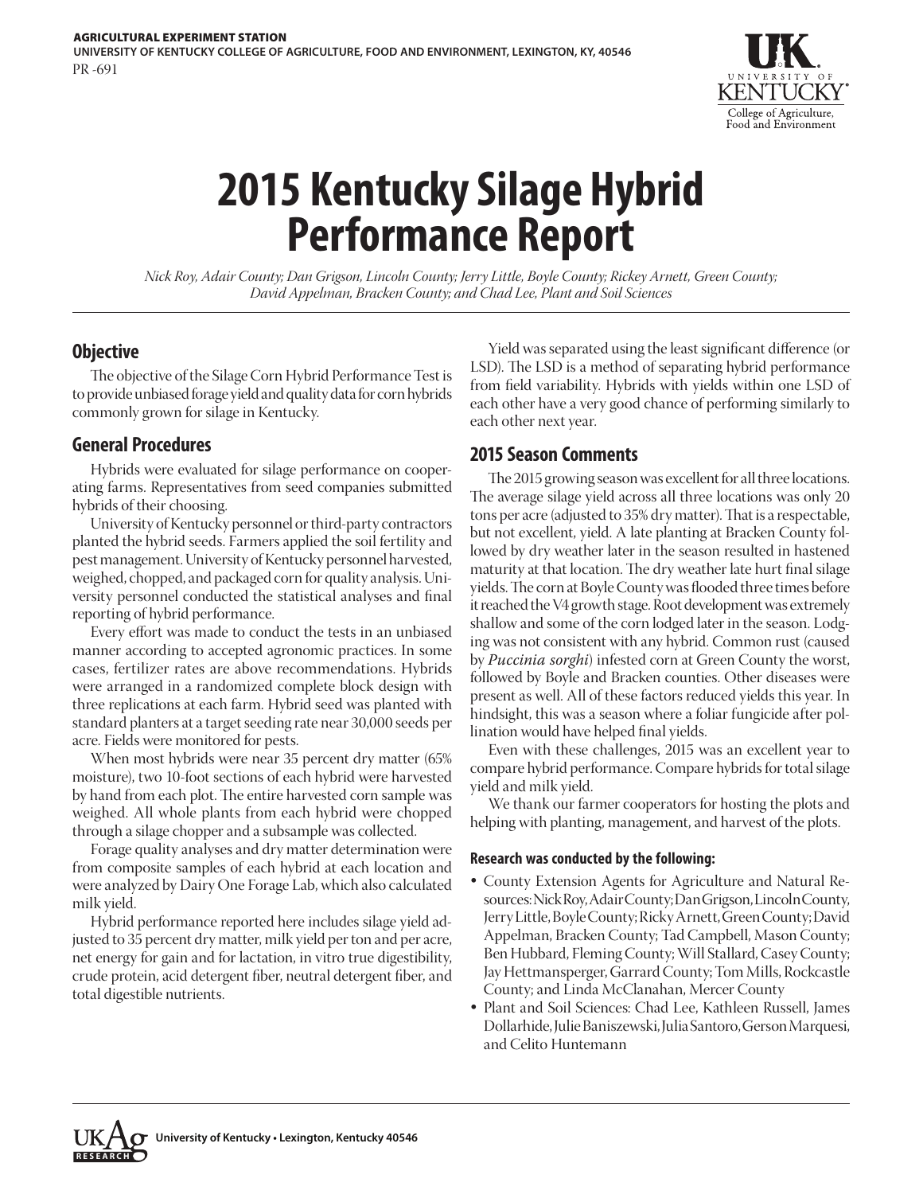AGRICULTURAL EXPERIMENT STATION
UNIVERSITY OF KENTUCKY COLLEGE OF AGRICULTURE, FOOD AND ENVIRONMENT, LEXINGTON, KY, 40546
PR -691

# 2015 Kentucky Silage Hybrid Performance Report

*Nick Roy, Adair County; Dan Grigson, Lincoln County; Jerry Little, Boyle County; Rickey Arnett, Green County; David Appelman, Bracken County; and Chad Lee, Plant and Soil Sciences*

## Objective

The objective of the Silage Corn Hybrid Performance Test is to provide unbiased forage yield and quality data for corn hybrids commonly grown for silage in Kentucky.

## General Procedures

Hybrids were evaluated for silage performance on cooperating farms. Representatives from seed companies submitted hybrids of their choosing.

University of Kentucky personnel or third-party contractors planted the hybrid seeds. Farmers applied the soil fertility and pest management. University of Kentucky personnel harvested, weighed, chopped, and packaged corn for quality analysis. University personnel conducted the statistical analyses and final reporting of hybrid performance.

Every effort was made to conduct the tests in an unbiased manner according to accepted agronomic practices. In some cases, fertilizer rates are above recommendations. Hybrids were arranged in a randomized complete block design with three replications at each farm. Hybrid seed was planted with standard planters at a target seeding rate near 30,000 seeds per acre. Fields were monitored for pests.

When most hybrids were near 35 percent dry matter (65% moisture), two 10-foot sections of each hybrid were harvested by hand from each plot. The entire harvested corn sample was weighed. All whole plants from each hybrid were chopped through a silage chopper and a subsample was collected.

Forage quality analyses and dry matter determination were from composite samples of each hybrid at each location and were analyzed by Dairy One Forage Lab, which also calculated milk yield.

Hybrid performance reported here includes silage yield adjusted to 35 percent dry matter, milk yield per ton and per acre, net energy for gain and for lactation, in vitro true digestibility, crude protein, acid detergent fiber, neutral detergent fiber, and total digestible nutrients.

Yield was separated using the least significant difference (or LSD). The LSD is a method of separating hybrid performance from field variability. Hybrids with yields within one LSD of each other have a very good chance of performing similarly to each other next year.

## 2015 Season Comments

The 2015 growing season was excellent for all three locations. The average silage yield across all three locations was only 20 tons per acre (adjusted to 35% dry matter). That is a respectable, but not excellent, yield. A late planting at Bracken County followed by dry weather later in the season resulted in hastened maturity at that location. The dry weather late hurt final silage yields. The corn at Boyle County was flooded three times before it reached the V4 growth stage. Root development was extremely shallow and some of the corn lodged later in the season. Lodging was not consistent with any hybrid. Common rust (caused by *Puccinia sorghi*) infested corn at Green County the worst, followed by Boyle and Bracken counties. Other diseases were present as well. All of these factors reduced yields this year. In hindsight, this was a season where a foliar fungicide after pollination would have helped final yields.

Even with these challenges, 2015 was an excellent year to compare hybrid performance. Compare hybrids for total silage yield and milk yield.

We thank our farmer cooperators for hosting the plots and helping with planting, management, and harvest of the plots.

#### Research was conducted by the following:

- County Extension Agents for Agriculture and Natural Resources: Nick Roy, Adair County; Dan Grigson, Lincoln County, Jerry Little, Boyle County; Ricky Arnett, Green County; David Appelman, Bracken County; Tad Campbell, Mason County; Ben Hubbard, Fleming County; Will Stallard, Casey County; Jay Hettmansperger, Garrard County; Tom Mills, Rockcastle County; and Linda McClanahan, Mercer County
- Plant and Soil Sciences: Chad Lee, Kathleen Russell, James Dollarhide, Julie Baniszewski, Julia Santoro, Gerson Marquesi, and Celito Huntemann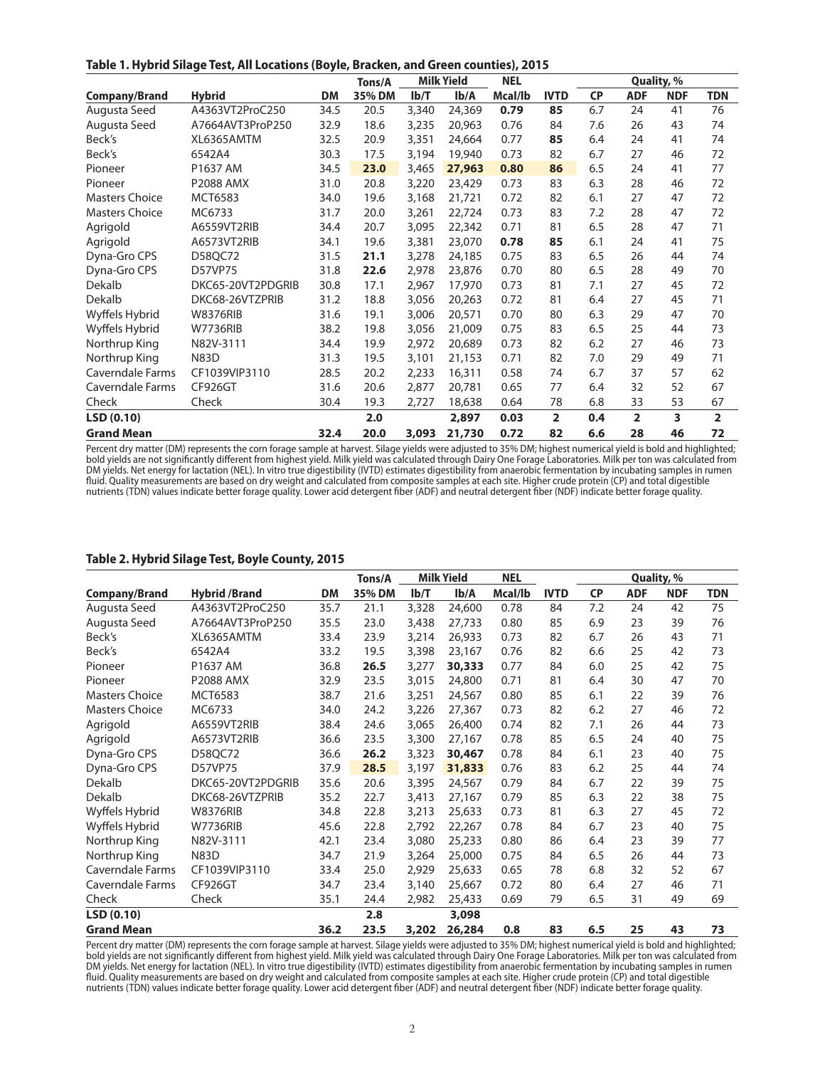**Table 1. Hybrid Silage Test, All Locations (Boyle, Bracken, and Green counties), 2015**

| | | | Tons/A | Milk Yield | | NEL | | Quality, % | | | |
|---|---|---|---|---|---|---|---|---|---|---|---|
| Company/Brand | Hybrid | DM | 35% DM | lb/T | lb/A | Mcal/lb | IVTD | CP | ADF | NDF | TDN |
| Augusta Seed | A4363VT2ProC250 | 34.5 | 20.5 | 3,340 | 24,369 | **0.79** | **85** | 6.7 | 24 | 41 | 76 |
| Augusta Seed | A7664AVT3ProP250 | 32.9 | 18.6 | 3,235 | 20,963 | 0.76 | 84 | 7.6 | 26 | 43 | 74 |
| Beck's | XL6365AMTM | 32.5 | 20.9 | 3,351 | 24,664 | 0.77 | **85** | 6.4 | 24 | 41 | 74 |
| Beck's | 6542A4 | 30.3 | 17.5 | 3,194 | 19,940 | 0.73 | 82 | 6.7 | 27 | 46 | 72 |
| Pioneer | P1637 AM | 34.5 | **23.0** | 3,465 | **27,963** | **0.80** | **86** | 6.5 | 24 | 41 | 77 |
| Pioneer | P2088 AMX | 31.0 | 20.8 | 3,220 | 23,429 | 0.73 | 83 | 6.3 | 28 | 46 | 72 |
| Masters Choice | MCT6583 | 34.0 | 19.6 | 3,168 | 21,721 | 0.72 | 82 | 6.1 | 27 | 47 | 72 |
| Masters Choice | MC6733 | 31.7 | 20.0 | 3,261 | 22,724 | 0.73 | 83 | 7.2 | 28 | 47 | 72 |
| Agrigold | A6559VT2RIB | 34.4 | 20.7 | 3,095 | 22,342 | 0.71 | 81 | 6.5 | 28 | 47 | 71 |
| Agrigold | A6573VT2RIB | 34.1 | 19.6 | 3,381 | 23,070 | **0.78** | **85** | 6.1 | 24 | 41 | 75 |
| Dyna-Gro CPS | D58QC72 | 31.5 | **21.1** | 3,278 | 24,185 | 0.75 | 83 | 6.5 | 26 | 44 | 74 |
| Dyna-Gro CPS | D57VP75 | 31.8 | **22.6** | 2,978 | 23,876 | 0.70 | 80 | 6.5 | 28 | 49 | 70 |
| Dekalb | DKC65-20VT2PDGRIB | 30.8 | 17.1 | 2,967 | 17,970 | 0.73 | 81 | 7.1 | 27 | 45 | 72 |
| Dekalb | DKC68-26VTZPRIB | 31.2 | 18.8 | 3,056 | 20,263 | 0.72 | 81 | 6.4 | 27 | 45 | 71 |
| Wyffels Hybrid | W8376RIB | 31.6 | 19.1 | 3,006 | 20,571 | 0.70 | 80 | 6.3 | 29 | 47 | 70 |
| Wyffels Hybrid | W7736RIB | 38.2 | 19.8 | 3,056 | 21,009 | 0.75 | 83 | 6.5 | 25 | 44 | 73 |
| Northrup King | N82V-3111 | 34.4 | 19.9 | 2,972 | 20,689 | 0.73 | 82 | 6.2 | 27 | 46 | 73 |
| Northrup King | N83D | 31.3 | 19.5 | 3,101 | 21,153 | 0.71 | 82 | 7.0 | 29 | 49 | 71 |
| Caverndale Farms | CF1039VIP3110 | 28.5 | 20.2 | 2,233 | 16,311 | 0.58 | 74 | 6.7 | 37 | 57 | 62 |
| Caverndale Farms | CF926GT | 31.6 | 20.6 | 2,877 | 20,781 | 0.65 | 77 | 6.4 | 32 | 52 | 67 |
| Check | Check | 30.4 | 19.3 | 2,727 | 18,638 | 0.64 | 78 | 6.8 | 33 | 53 | 67 |
| **LSD (0.10)** | | | **2.0** | | **2,897** | **0.03** | **2** | **0.4** | **2** | **3** | **2** |
| **Grand Mean** | | **32.4** | **20.0** | **3,093** | **21,730** | **0.72** | **82** | **6.6** | **28** | **46** | **72** |

Percent dry matter (DM) represents the corn forage sample at harvest. Silage yields were adjusted to 35% DM; highest numerical yield is bold and highlighted; bold yields are not significantly different from highest yield. Milk yield was calculated through Dairy One Forage Laboratories. Milk per ton was calculated from DM yields. Net energy for lactation (NEL). In vitro true digestibility (IVTD) estimates digestibility from anaerobic fermentation by incubating samples in rumen fluid. Quality measurements are based on dry weight and calculated from composite samples at each site. Higher crude protein (CP) and total digestible nutrients (TDN) values indicate better forage quality. Lower acid detergent fiber (ADF) and neutral detergent fiber (NDF) indicate better forage quality.

**Table 2. Hybrid Silage Test, Boyle County, 2015**

| | | | Tons/A | Milk Yield | | NEL | | Quality, % | | | |
|---|---|---|---|---|---|---|---|---|---|---|---|
| Company/Brand | Hybrid /Brand | DM | 35% DM | lb/T | lb/A | Mcal/lb | IVTD | CP | ADF | NDF | TDN |
| Augusta Seed | A4363VT2ProC250 | 35.7 | 21.1 | 3,328 | 24,600 | 0.78 | 84 | 7.2 | 24 | 42 | 75 |
| Augusta Seed | A7664AVT3ProP250 | 35.5 | 23.0 | 3,438 | 27,733 | 0.80 | 85 | 6.9 | 23 | 39 | 76 |
| Beck's | XL6365AMTM | 33.4 | 23.9 | 3,214 | 26,933 | 0.73 | 82 | 6.7 | 26 | 43 | 71 |
| Beck's | 6542A4 | 33.2 | 19.5 | 3,398 | 23,167 | 0.76 | 82 | 6.6 | 25 | 42 | 73 |
| Pioneer | P1637 AM | 36.8 | **26.5** | 3,277 | **30,333** | 0.77 | 84 | 6.0 | 25 | 42 | 75 |
| Pioneer | P2088 AMX | 32.9 | 23.5 | 3,015 | 24,800 | 0.71 | 81 | 6.4 | 30 | 47 | 70 |
| Masters Choice | MCT6583 | 38.7 | 21.6 | 3,251 | 24,567 | 0.80 | 85 | 6.1 | 22 | 39 | 76 |
| Masters Choice | MC6733 | 34.0 | 24.2 | 3,226 | 27,367 | 0.73 | 82 | 6.2 | 27 | 46 | 72 |
| Agrigold | A6559VT2RIB | 38.4 | 24.6 | 3,065 | 26,400 | 0.74 | 82 | 7.1 | 26 | 44 | 73 |
| Agrigold | A6573VT2RIB | 36.6 | 23.5 | 3,300 | 27,167 | 0.78 | 85 | 6.5 | 24 | 40 | 75 |
| Dyna-Gro CPS | D58QC72 | 36.6 | **26.2** | 3,323 | **30,467** | 0.78 | 84 | 6.1 | 23 | 40 | 75 |
| Dyna-Gro CPS | D57VP75 | 37.9 | **28.5** | 3,197 | **31,833** | 0.76 | 83 | 6.2 | 25 | 44 | 74 |
| Dekalb | DKC65-20VT2PDGRIB | 35.6 | 20.6 | 3,395 | 24,567 | 0.79 | 84 | 6.7 | 22 | 39 | 75 |
| Dekalb | DKC68-26VTZPRIB | 35.2 | 22.7 | 3,413 | 27,167 | 0.79 | 85 | 6.3 | 22 | 38 | 75 |
| Wyffels Hybrid | W8376RIB | 34.8 | 22.8 | 3,213 | 25,633 | 0.73 | 81 | 6.3 | 27 | 45 | 72 |
| Wyffels Hybrid | W7736RIB | 45.6 | 22.8 | 2,792 | 22,267 | 0.78 | 84 | 6.7 | 23 | 40 | 75 |
| Northrup King | N82V-3111 | 42.1 | 23.4 | 3,080 | 25,233 | 0.80 | 86 | 6.4 | 23 | 39 | 77 |
| Northrup King | N83D | 34.7 | 21.9 | 3,264 | 25,000 | 0.75 | 84 | 6.5 | 26 | 44 | 73 |
| Caverndale Farms | CF1039VIP3110 | 33.4 | 25.0 | 2,929 | 25,633 | 0.65 | 78 | 6.8 | 32 | 52 | 67 |
| Caverndale Farms | CF926GT | 34.7 | 23.4 | 3,140 | 25,667 | 0.72 | 80 | 6.4 | 27 | 46 | 71 |
| Check | Check | 35.1 | 24.4 | 2,982 | 25,433 | 0.69 | 79 | 6.5 | 31 | 49 | 69 |
| **LSD (0.10)** | | | **2.8** | | **3,098** | | | | | | |
| **Grand Mean** | | **36.2** | **23.5** | **3,202** | **26,284** | **0.8** | **83** | **6.5** | **25** | **43** | **73** |

Percent dry matter (DM) represents the corn forage sample at harvest. Silage yields were adjusted to 35% DM; highest numerical yield is bold and highlighted; bold yields are not significantly different from highest yield. Milk yield was calculated through Dairy One Forage Laboratories. Milk per ton was calculated from DM yields. Net energy for lactation (NEL). In vitro true digestibility (IVTD) estimates digestibility from anaerobic fermentation by incubating samples in rumen fluid. Quality measurements are based on dry weight and calculated from composite samples at each site. Higher crude protein (CP) and total digestible nutrients (TDN) values indicate better forage quality. Lower acid detergent fiber (ADF) and neutral detergent fiber (NDF) indicate better forage quality.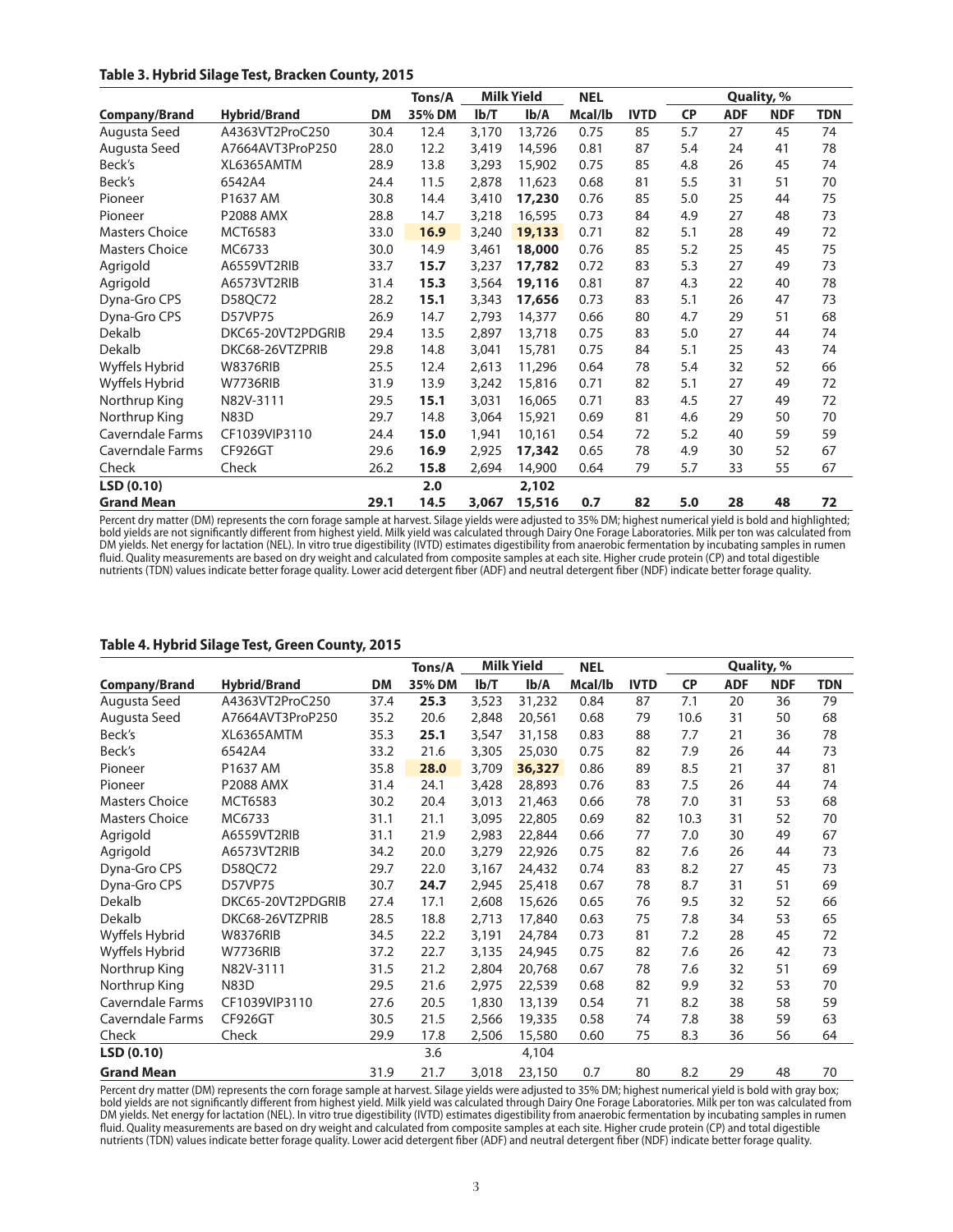**Table 3. Hybrid Silage Test, Bracken County, 2015**

| | | | Tons/A | Milk Yield | | NEL | | Quality, % | | | |
|---|---|---|---|---|---|---|---|---|---|---|---|
| Company/Brand | Hybrid/Brand | DM | 35% DM | lb/T | lb/A | Mcal/lb | IVTD | CP | ADF | NDF | TDN |
| Augusta Seed | A4363VT2ProC250 | 30.4 | 12.4 | 3,170 | 13,726 | 0.75 | 85 | 5.7 | 27 | 45 | 74 |
| Augusta Seed | A7664AVT3ProP250 | 28.0 | 12.2 | 3,419 | 14,596 | 0.81 | 87 | 5.4 | 24 | 41 | 78 |
| Beck's | XL6365AMTM | 28.9 | 13.8 | 3,293 | 15,902 | 0.75 | 85 | 4.8 | 26 | 45 | 74 |
| Beck's | 6542A4 | 24.4 | 11.5 | 2,878 | 11,623 | 0.68 | 81 | 5.5 | 31 | 51 | 70 |
| Pioneer | P1637 AM | 30.8 | 14.4 | 3,410 | **17,230** | 0.76 | 85 | 5.0 | 25 | 44 | 75 |
| Pioneer | P2088 AMX | 28.8 | 14.7 | 3,218 | 16,595 | 0.73 | 84 | 4.9 | 27 | 48 | 73 |
| Masters Choice | MCT6583 | 33.0 | **16.9** | 3,240 | **19,133** | 0.71 | 82 | 5.1 | 28 | 49 | 72 |
| Masters Choice | MC6733 | 30.0 | 14.9 | 3,461 | **18,000** | 0.76 | 85 | 5.2 | 25 | 45 | 75 |
| Agrigold | A6559VT2RIB | 33.7 | **15.7** | 3,237 | **17,782** | 0.72 | 83 | 5.3 | 27 | 49 | 73 |
| Agrigold | A6573VT2RIB | 31.4 | **15.3** | 3,564 | **19,116** | 0.81 | 87 | 4.3 | 22 | 40 | 78 |
| Dyna-Gro CPS | D58QC72 | 28.2 | **15.1** | 3,343 | **17,656** | 0.73 | 83 | 5.1 | 26 | 47 | 73 |
| Dyna-Gro CPS | D57VP75 | 26.9 | 14.7 | 2,793 | 14,377 | 0.66 | 80 | 4.7 | 29 | 51 | 68 |
| Dekalb | DKC65-20VT2PDGRIB | 29.4 | 13.5 | 2,897 | 13,718 | 0.75 | 83 | 5.0 | 27 | 44 | 74 |
| Dekalb | DKC68-26VTZPRIB | 29.8 | 14.8 | 3,041 | 15,781 | 0.75 | 84 | 5.1 | 25 | 43 | 74 |
| Wyffels Hybrid | W8376RIB | 25.5 | 12.4 | 2,613 | 11,296 | 0.64 | 78 | 5.4 | 32 | 52 | 66 |
| Wyffels Hybrid | W7736RIB | 31.9 | 13.9 | 3,242 | 15,816 | 0.71 | 82 | 5.1 | 27 | 49 | 72 |
| Northrup King | N82V-3111 | 29.5 | **15.1** | 3,031 | 16,065 | 0.71 | 83 | 4.5 | 27 | 49 | 72 |
| Northrup King | N83D | 29.7 | 14.8 | 3,064 | 15,921 | 0.69 | 81 | 4.6 | 29 | 50 | 70 |
| Caverndale Farms | CF1039VIP3110 | 24.4 | **15.0** | 1,941 | 10,161 | 0.54 | 72 | 5.2 | 40 | 59 | 59 |
| Caverndale Farms | CF926GT | 29.6 | **16.9** | 2,925 | **17,342** | 0.65 | 78 | 4.9 | 30 | 52 | 67 |
| Check | Check | 26.2 | **15.8** | 2,694 | 14,900 | 0.64 | 79 | 5.7 | 33 | 55 | 67 |
| **LSD (0.10)** | | | **2.0** | | **2,102** | | | | | | |
| **Grand Mean** | | **29.1** | **14.5** | **3,067** | **15,516** | **0.7** | **82** | **5.0** | **28** | **48** | **72** |

Percent dry matter (DM) represents the corn forage sample at harvest. Silage yields were adjusted to 35% DM; highest numerical yield is bold and highlighted; bold yields are not significantly different from highest yield. Milk yield was calculated through Dairy One Forage Laboratories. Milk per ton was calculated from DM yields. Net energy for lactation (NEL). In vitro true digestibility (IVTD) estimates digestibility from anaerobic fermentation by incubating samples in rumen fluid. Quality measurements are based on dry weight and calculated from composite samples at each site. Higher crude protein (CP) and total digestible nutrients (TDN) values indicate better forage quality. Lower acid detergent fiber (ADF) and neutral detergent fiber (NDF) indicate better forage quality.

**Table 4. Hybrid Silage Test, Green County, 2015**

| | | | Tons/A | Milk Yield | | NEL | | Quality, % | | | |
|---|---|---|---|---|---|---|---|---|---|---|---|
| Company/Brand | Hybrid/Brand | DM | 35% DM | lb/T | lb/A | Mcal/lb | IVTD | CP | ADF | NDF | TDN |
| Augusta Seed | A4363VT2ProC250 | 37.4 | **25.3** | 3,523 | 31,232 | 0.84 | 87 | 7.1 | 20 | 36 | 79 |
| Augusta Seed | A7664AVT3ProP250 | 35.2 | 20.6 | 2,848 | 20,561 | 0.68 | 79 | 10.6 | 31 | 50 | 68 |
| Beck's | XL6365AMTM | 35.3 | **25.1** | 3,547 | 31,158 | 0.83 | 88 | 7.7 | 21 | 36 | 78 |
| Beck's | 6542A4 | 33.2 | 21.6 | 3,305 | 25,030 | 0.75 | 82 | 7.9 | 26 | 44 | 73 |
| Pioneer | P1637 AM | 35.8 | **28.0** | 3,709 | **36,327** | 0.86 | 89 | 8.5 | 21 | 37 | 81 |
| Pioneer | P2088 AMX | 31.4 | 24.1 | 3,428 | 28,893 | 0.76 | 83 | 7.5 | 26 | 44 | 74 |
| Masters Choice | MCT6583 | 30.2 | 20.4 | 3,013 | 21,463 | 0.66 | 78 | 7.0 | 31 | 53 | 68 |
| Masters Choice | MC6733 | 31.1 | 21.1 | 3,095 | 22,805 | 0.69 | 82 | 10.3 | 31 | 52 | 70 |
| Agrigold | A6559VT2RIB | 31.1 | 21.9 | 2,983 | 22,844 | 0.66 | 77 | 7.0 | 30 | 49 | 67 |
| Agrigold | A6573VT2RIB | 34.2 | 20.0 | 3,279 | 22,926 | 0.75 | 82 | 7.6 | 26 | 44 | 73 |
| Dyna-Gro CPS | D58QC72 | 29.7 | 22.0 | 3,167 | 24,432 | 0.74 | 83 | 8.2 | 27 | 45 | 73 |
| Dyna-Gro CPS | D57VP75 | 30.7 | **24.7** | 2,945 | 25,418 | 0.67 | 78 | 8.7 | 31 | 51 | 69 |
| Dekalb | DKC65-20VT2PDGRIB | 27.4 | 17.1 | 2,608 | 15,626 | 0.65 | 76 | 9.5 | 32 | 52 | 66 |
| Dekalb | DKC68-26VTZPRIB | 28.5 | 18.8 | 2,713 | 17,840 | 0.63 | 75 | 7.8 | 34 | 53 | 65 |
| Wyffels Hybrid | W8376RIB | 34.5 | 22.2 | 3,191 | 24,784 | 0.73 | 81 | 7.2 | 28 | 45 | 72 |
| Wyffels Hybrid | W7736RIB | 37.2 | 22.7 | 3,135 | 24,945 | 0.75 | 82 | 7.6 | 26 | 42 | 73 |
| Northrup King | N82V-3111 | 31.5 | 21.2 | 2,804 | 20,768 | 0.67 | 78 | 7.6 | 32 | 51 | 69 |
| Northrup King | N83D | 29.5 | 21.6 | 2,975 | 22,539 | 0.68 | 82 | 9.9 | 32 | 53 | 70 |
| Caverndale Farms | CF1039VIP3110 | 27.6 | 20.5 | 1,830 | 13,139 | 0.54 | 71 | 8.2 | 38 | 58 | 59 |
| Caverndale Farms | CF926GT | 30.5 | 21.5 | 2,566 | 19,335 | 0.58 | 74 | 7.8 | 38 | 59 | 63 |
| Check | Check | 29.9 | 17.8 | 2,506 | 15,580 | 0.60 | 75 | 8.3 | 36 | 56 | 64 |
| **LSD (0.10)** | | | 3.6 | | 4,104 | | | | | | |
| **Grand Mean** | | 31.9 | 21.7 | 3,018 | 23,150 | 0.7 | 80 | 8.2 | 29 | 48 | 70 |

Percent dry matter (DM) represents the corn forage sample at harvest. Silage yields were adjusted to 35% DM; highest numerical yield is bold with gray box; bold yields are not significantly different from highest yield. Milk yield was calculated through Dairy One Forage Laboratories. Milk per ton was calculated from DM yields. Net energy for lactation (NEL). In vitro true digestibility (IVTD) estimates digestibility from anaerobic fermentation by incubating samples in rumen fluid. Quality measurements are based on dry weight and calculated from composite samples at each site. Higher crude protein (CP) and total digestible nutrients (TDN) values indicate better forage quality. Lower acid detergent fiber (ADF) and neutral detergent fiber (NDF) indicate better forage quality.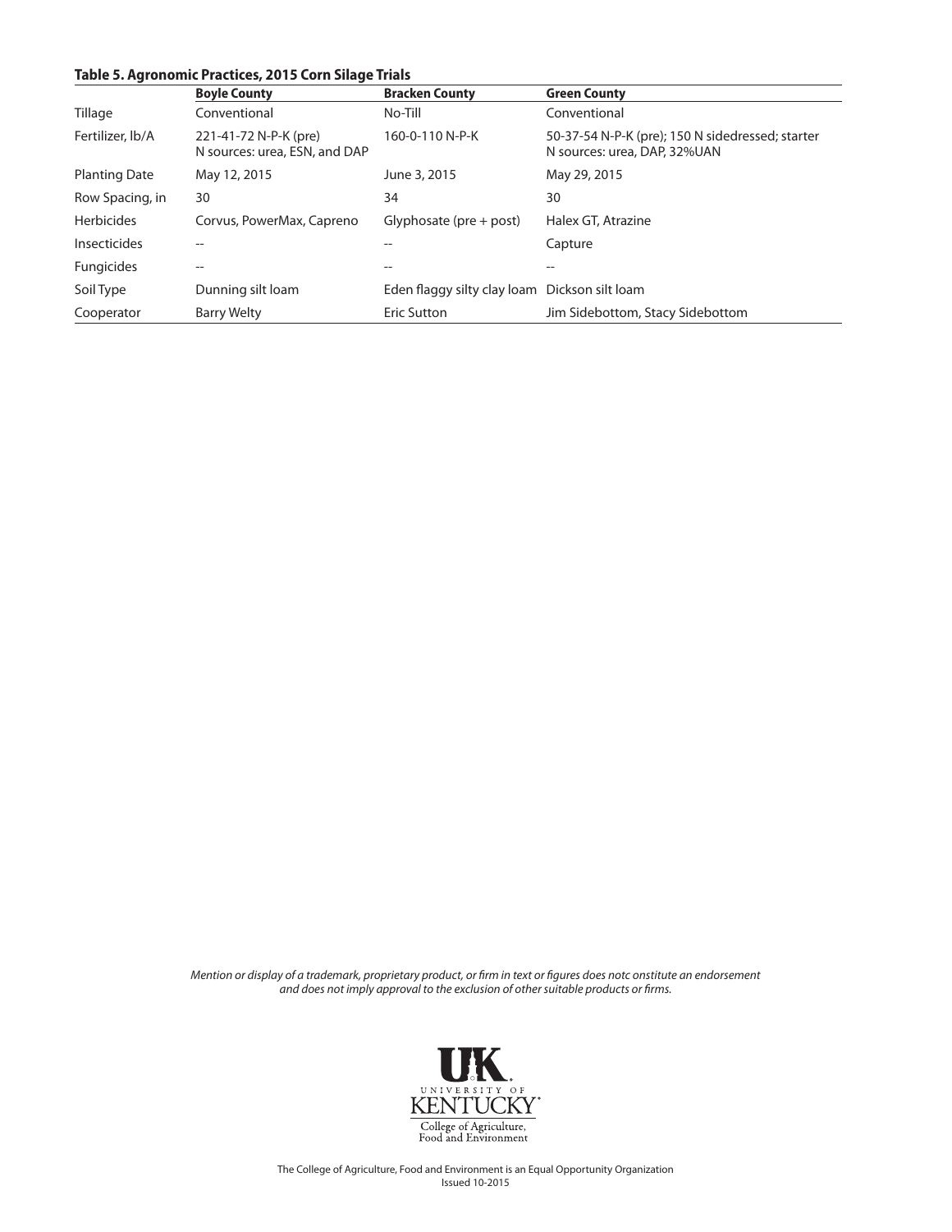**Table 5. Agronomic Practices, 2015 Corn Silage Trials**

| | Boyle County | Bracken County | Green County |
|---|---|---|---|
| Tillage | Conventional | No-Till | Conventional |
| Fertilizer, lb/A | 221-41-72 N-P-K (pre) N sources: urea, ESN, and DAP | 160-0-110 N-P-K | 50-37-54 N-P-K (pre); 150 N sidedressed; starter N sources: urea, DAP, 32%UAN |
| Planting Date | May 12, 2015 | June 3, 2015 | May 29, 2015 |
| Row Spacing, in | 30 | 34 | 30 |
| Herbicides | Corvus, PowerMax, Capreno | Glyphosate (pre + post) | Halex GT, Atrazine |
| Insecticides | -- | -- | Capture |
| Fungicides | -- | -- | -- |
| Soil Type | Dunning silt loam | Eden flaggy silty clay loam | Dickson silt loam |
| Cooperator | Barry Welty | Eric Sutton | Jim Sidebottom, Stacy Sidebottom |

*Mention or display of a trademark, proprietary product, or firm in text or figures does notc onstitute an endorsement and does not imply approval to the exclusion of other suitable products or firms.*

UK
UNIVERSITY OF
KENTUCKY
College of Agriculture,
Food and Environment

The College of Agriculture, Food and Environment is an Equal Opportunity Organization
Issued 10-2015